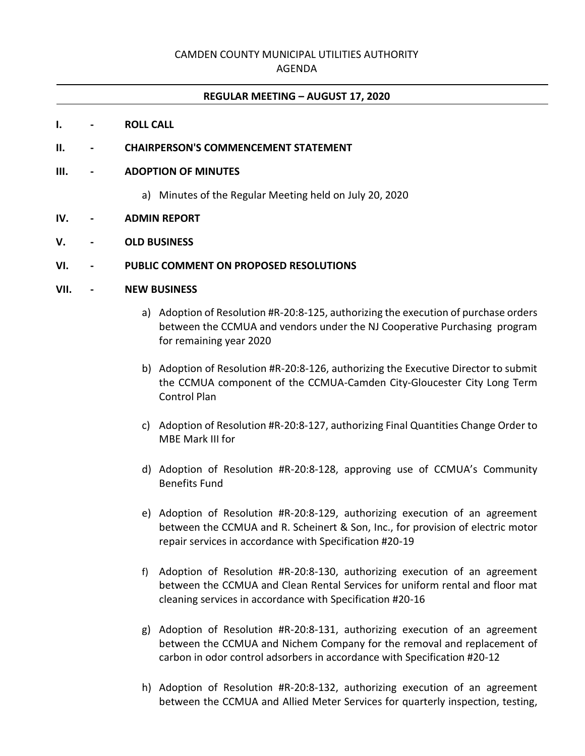CAMDEN COUNTY MUNICIPAL UTILITIES AUTHORITY
AGENDA

**REGULAR MEETING – AUGUST 17, 2020**

**I. - ROLL CALL**

**II. - CHAIRPERSON'S COMMENCEMENT STATEMENT**

**III. - ADOPTION OF MINUTES**

a) Minutes of the Regular Meeting held on July 20, 2020

**IV. - ADMIN REPORT**

**V. - OLD BUSINESS**

**VI. - PUBLIC COMMENT ON PROPOSED RESOLUTIONS**

**VII. - NEW BUSINESS**

a) Adoption of Resolution #R-20:8-125, authorizing the execution of purchase orders between the CCMUA and vendors under the NJ Cooperative Purchasing program for remaining year 2020

b) Adoption of Resolution #R-20:8-126, authorizing the Executive Director to submit the CCMUA component of the CCMUA-Camden City-Gloucester City Long Term Control Plan

c) Adoption of Resolution #R-20:8-127, authorizing Final Quantities Change Order to MBE Mark III for

d) Adoption of Resolution #R-20:8-128, approving use of CCMUA's Community Benefits Fund

e) Adoption of Resolution #R-20:8-129, authorizing execution of an agreement between the CCMUA and R. Scheinert & Son, Inc., for provision of electric motor repair services in accordance with Specification #20-19

f) Adoption of Resolution #R-20:8-130, authorizing execution of an agreement between the CCMUA and Clean Rental Services for uniform rental and floor mat cleaning services in accordance with Specification #20-16

g) Adoption of Resolution #R-20:8-131, authorizing execution of an agreement between the CCMUA and Nichem Company for the removal and replacement of carbon in odor control adsorbers in accordance with Specification #20-12

h) Adoption of Resolution #R-20:8-132, authorizing execution of an agreement between the CCMUA and Allied Meter Services for quarterly inspection, testing,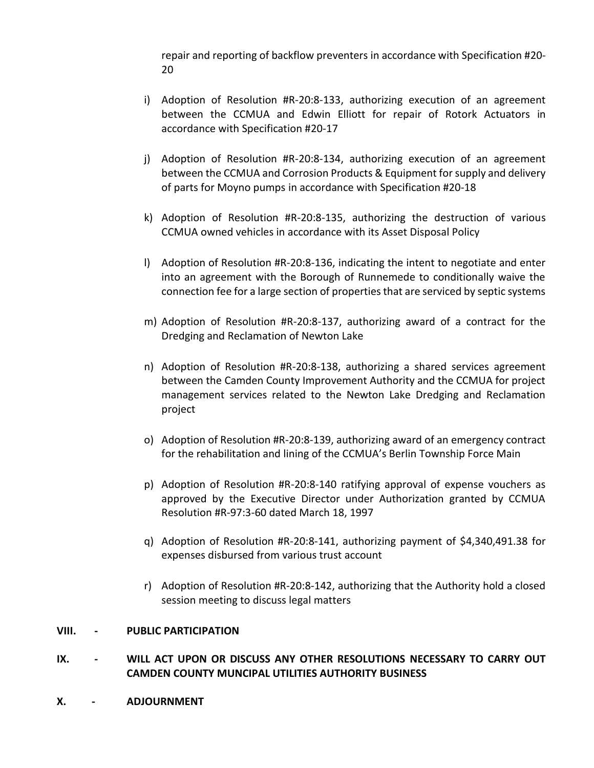repair and reporting of backflow preventers in accordance with Specification #20-20

i) Adoption of Resolution #R-20:8-133, authorizing execution of an agreement between the CCMUA and Edwin Elliott for repair of Rotork Actuators in accordance with Specification #20-17

j) Adoption of Resolution #R-20:8-134, authorizing execution of an agreement between the CCMUA and Corrosion Products & Equipment for supply and delivery of parts for Moyno pumps in accordance with Specification #20-18

k) Adoption of Resolution #R-20:8-135, authorizing the destruction of various CCMUA owned vehicles in accordance with its Asset Disposal Policy

l) Adoption of Resolution #R-20:8-136, indicating the intent to negotiate and enter into an agreement with the Borough of Runnemede to conditionally waive the connection fee for a large section of properties that are serviced by septic systems

m) Adoption of Resolution #R-20:8-137, authorizing award of a contract for the Dredging and Reclamation of Newton Lake

n) Adoption of Resolution #R-20:8-138, authorizing a shared services agreement between the Camden County Improvement Authority and the CCMUA for project management services related to the Newton Lake Dredging and Reclamation project

o) Adoption of Resolution #R-20:8-139, authorizing award of an emergency contract for the rehabilitation and lining of the CCMUA's Berlin Township Force Main

p) Adoption of Resolution #R-20:8-140 ratifying approval of expense vouchers as approved by the Executive Director under Authorization granted by CCMUA Resolution #R-97:3-60 dated March 18, 1997

q) Adoption of Resolution #R-20:8-141, authorizing payment of $4,340,491.38 for expenses disbursed from various trust account

r) Adoption of Resolution #R-20:8-142, authorizing that the Authority hold a closed session meeting to discuss legal matters

**VIII. - PUBLIC PARTICIPATION**

**IX. - WILL ACT UPON OR DISCUSS ANY OTHER RESOLUTIONS NECESSARY TO CARRY OUT CAMDEN COUNTY MUNCIPAL UTILITIES AUTHORITY BUSINESS**

**X. - ADJOURNMENT**